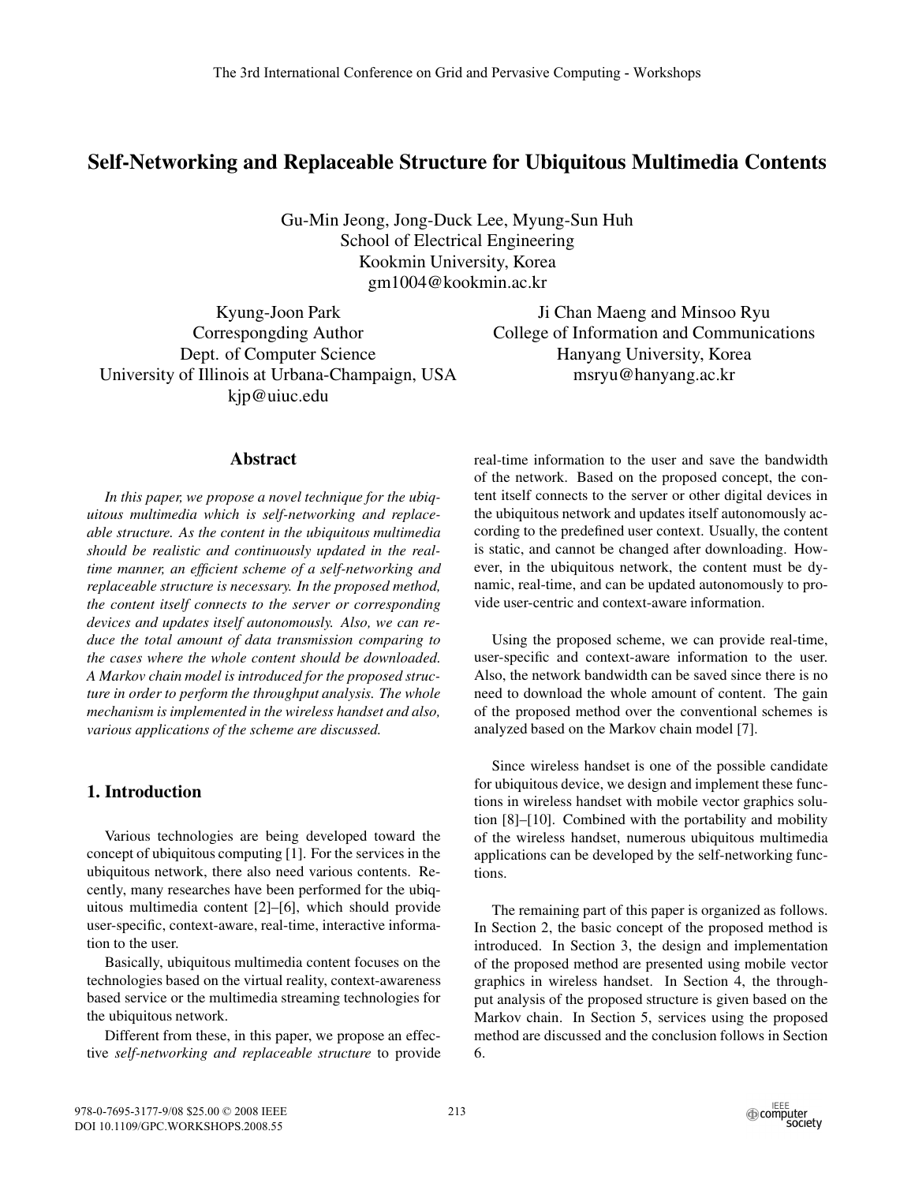# Self-Networking and Replaceable Structure for Ubiquitous Multimedia Contents

Gu-Min Jeong, Jong-Duck Lee, Myung-Sun Huh
School of Electrical Engineering
Kookmin University, Korea
gm1004@kookmin.ac.kr

Kyung-Joon Park
Correspongding Author
Dept. of Computer Science
University of Illinois at Urbana-Champaign, USA
kjp@uiuc.edu

Ji Chan Maeng and Minsoo Ryu
College of Information and Communications
Hanyang University, Korea
msryu@hanyang.ac.kr

## Abstract

*In this paper, we propose a novel technique for the ubiquitous multimedia which is self-networking and replaceable structure. As the content in the ubiquitous multimedia should be realistic and continuously updated in the real-time manner, an efficient scheme of a self-networking and replaceable structure is necessary. In the proposed method, the content itself connects to the server or corresponding devices and updates itself autonomously. Also, we can reduce the total amount of data transmission comparing to the cases where the whole content should be downloaded. A Markov chain model is introduced for the proposed structure in order to perform the throughput analysis. The whole mechanism is implemented in the wireless handset and also, various applications of the scheme are discussed.*

## 1. Introduction

Various technologies are being developed toward the concept of ubiquitous computing [1]. For the services in the ubiquitous network, there also need various contents. Recently, many researches have been performed for the ubiquitous multimedia content [2]–[6], which should provide user-specific, context-aware, real-time, interactive information to the user.

Basically, ubiquitous multimedia content focuses on the technologies based on the virtual reality, context-awareness based service or the multimedia streaming technologies for the ubiquitous network.

Different from these, in this paper, we propose an effective *self-networking and replaceable structure* to provide real-time information to the user and save the bandwidth of the network. Based on the proposed concept, the content itself connects to the server or other digital devices in the ubiquitous network and updates itself autonomously according to the predefined user context. Usually, the content is static, and cannot be changed after downloading. However, in the ubiquitous network, the content must be dynamic, real-time, and can be updated autonomously to provide user-centric and context-aware information.

Using the proposed scheme, we can provide real-time, user-specific and context-aware information to the user. Also, the network bandwidth can be saved since there is no need to download the whole amount of content. The gain of the proposed method over the conventional schemes is analyzed based on the Markov chain model [7].

Since wireless handset is one of the possible candidate for ubiquitous device, we design and implement these functions in wireless handset with mobile vector graphics solution [8]–[10]. Combined with the portability and mobility of the wireless handset, numerous ubiquitous multimedia applications can be developed by the self-networking functions.

The remaining part of this paper is organized as follows. In Section 2, the basic concept of the proposed method is introduced. In Section 3, the design and implementation of the proposed method are presented using mobile vector graphics in wireless handset. In Section 4, the throughput analysis of the proposed structure is given based on the Markov chain. In Section 5, services using the proposed method are discussed and the conclusion follows in Section 6.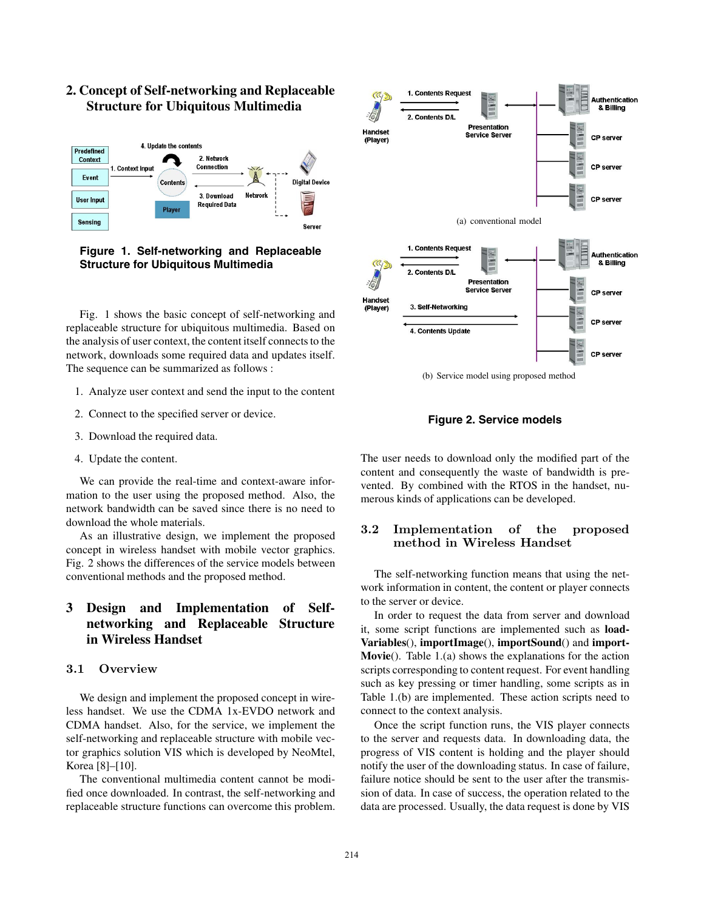## 2. Concept of Self-networking and Replaceable Structure for Ubiquitous Multimedia

**Figure 1. Self-networking and Replaceable Structure for Ubiquitous Multimedia**

Fig. 1 shows the basic concept of self-networking and replaceable structure for ubiquitous multimedia. Based on the analysis of user context, the content itself connects to the network, downloads some required data and updates itself. The sequence can be summarized as follows :

1. Analyze user context and send the input to the content
2. Connect to the specified server or device.
3. Download the required data.
4. Update the content.

We can provide the real-time and context-aware information to the user using the proposed method. Also, the network bandwidth can be saved since there is no need to download the whole materials.

As an illustrative design, we implement the proposed concept in wireless handset with mobile vector graphics. Fig. 2 shows the differences of the service models between conventional methods and the proposed method.

## 3 Design and Implementation of Self-networking and Replaceable Structure in Wireless Handset

### 3.1 Overview

We design and implement the proposed concept in wireless handset. We use the CDMA 1x-EVDO network and CDMA handset. Also, for the service, we implement the self-networking and replaceable structure with mobile vector graphics solution VIS which is developed by NeoMtel, Korea [8]–[10].

The conventional multimedia content cannot be modified once downloaded. In contrast, the self-networking and replaceable structure functions can overcome this problem.

(a) conventional model

(b) Service model using proposed method

**Figure 2. Service models**

The user needs to download only the modified part of the content and consequently the waste of bandwidth is prevented. By combined with the RTOS in the handset, numerous kinds of applications can be developed.

### 3.2 Implementation of the proposed method in Wireless Handset

The self-networking function means that using the network information in content, the content or player connects to the server or device.

In order to request the data from server and download it, some script functions are implemented such as **loadVariables**(), **importImage**(), **importSound**() and **importMovie**(). Table 1.(a) shows the explanations for the action scripts corresponding to content request. For event handling such as key pressing or timer handling, some scripts as in Table 1.(b) are implemented. These action scripts need to connect to the context analysis.

Once the script function runs, the VIS player connects to the server and requests data. In downloading data, the progress of VIS content is holding and the player should notify the user of the downloading status. In case of failure, failure notice should be sent to the user after the transmission of data. In case of success, the operation related to the data are processed. Usually, the data request is done by VIS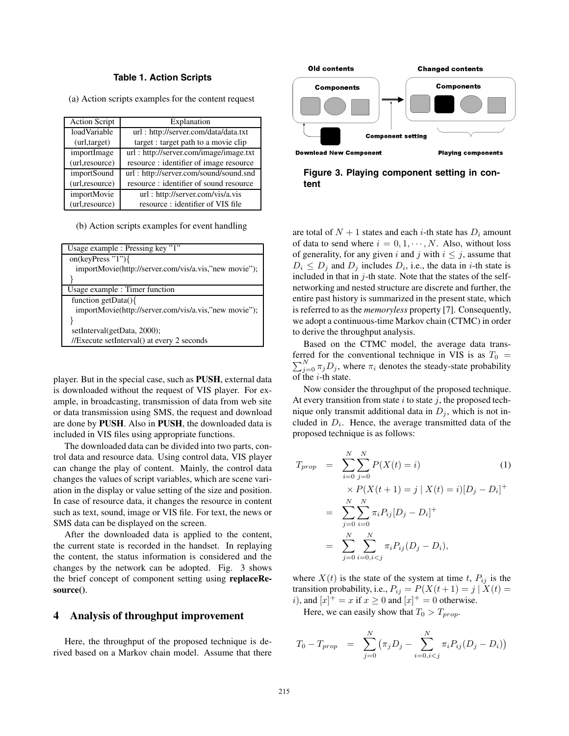**Table 1. Action Scripts**

(a) Action scripts examples for the content request

| Action Script | Explanation |
|---|---|
| loadVariable (url,target) | url : http://server.com/data/data.txt<br>target : target path to a movie clip |
| importImage (url,resource) | url : http://server.com/image/image.txt<br>resource : identifier of image resource |
| importSound (url,resource) | url : http://server.com/sound/sound.snd<br>resource : identifier of sound resource |
| importMovie (url,resource) | url : http://server.com/vis/a.vis<br>resource : identifier of VIS file |

(b) Action scripts examples for event handling

| Usage example : Pressing key "1" |
|---|
| on(keyPress "1"){<br>importMovie(http://server.com/vis/a.vis,"new movie");<br>} |
| Usage example : Timer function |
| function getData(){<br>importMovie(http://server.com/vis/a.vis,"new movie");<br>}<br>setInterval(getData, 2000);<br>//Execute setInterval() at every 2 seconds |

player. But in the special case, such as **PUSH**, external data is downloaded without the request of VIS player. For example, in broadcasting, transmission of data from web site or data transmission using SMS, the request and download are done by **PUSH**. Also in **PUSH**, the downloaded data is included in VIS files using appropriate functions.

The downloaded data can be divided into two parts, control data and resource data. Using control data, VIS player can change the play of content. Mainly, the control data changes the values of script variables, which are scene variation in the display or value setting of the size and position. In case of resource data, it changes the resource in content such as text, sound, image or VIS file. For text, the news or SMS data can be displayed on the screen.

After the downloaded data is applied to the content, the current state is recorded in the handset. In replaying the content, the status information is considered and the changes by the network can be adopted. Fig. 3 shows the brief concept of component setting using **replaceResource()**.

## 4 Analysis of throughput improvement

Here, the throughput of the proposed technique is derived based on a Markov chain model. Assume that there are total of $N+1$ states and each $i$-th state has $D_i$ amount of data to send where $i = 0, 1, \cdots, N$. Also, without loss of generality, for any given $i$ and $j$ with $i \leq j$, assume that $D_i \leq D_j$ and $D_j$ includes $D_i$, i.e., the data in $i$-th state is included in that in $j$-th state. Note that the states of the self-networking and nested structure are discrete and further, the entire past history is summarized in the present state, which is referred to as the *memoryless* property [7]. Consequently, we adopt a continuous-time Markov chain (CTMC) in order to derive the throughput analysis.

Old contents | Changed contents | Components | Components | Download New Component | Component setting | Playing components

**Figure 3. Playing component setting in content**

Based on the CTMC model, the average data transferred for the conventional technique in VIS is as $T_0 = \sum_{j=0}^{N} \pi_j D_j$, where $\pi_i$ denotes the steady-state probability of the $i$-th state.

Now consider the throughput of the proposed technique. At every transition from state $i$ to state $j$, the proposed technique only transmit additional data in $D_j$, which is not included in $D_i$. Hence, the average transmitted data of the proposed technique is as follows:

$$
\begin{aligned}
T_{prop} &= \sum_{i=0}^{N}\sum_{j=0}^{N} P(X(t) = i) \\
&\quad \times P(X(t+1) = j \mid X(t) = i)[D_j - D_i]^+ \\
&= \sum_{j=0}^{N}\sum_{i=0}^{N} \pi_i P_{ij}[D_j - D_i]^+ \\
&= \sum_{j=0}^{N}\sum_{i=0, i<j}^{N} \pi_i P_{ij}(D_j - D_i),
\end{aligned}
\tag{1}
$$

where $X(t)$ is the state of the system at time $t$, $P_{ij}$ is the transition probability, i.e., $P_{ij} = P(X(t+1) = j \mid X(t) = i)$, and $[x]^+ = x$ if $x \geq 0$ and $[x]^+ = 0$ otherwise.

Here, we can easily show that $T_0 > T_{prop}$.

$$
T_0 - T_{prop} = \sum_{j=0}^{N}\left(\pi_j D_j - \sum_{i=0,i<j}^{N} \pi_i P_{ij}(D_j - D_i)\right)
$$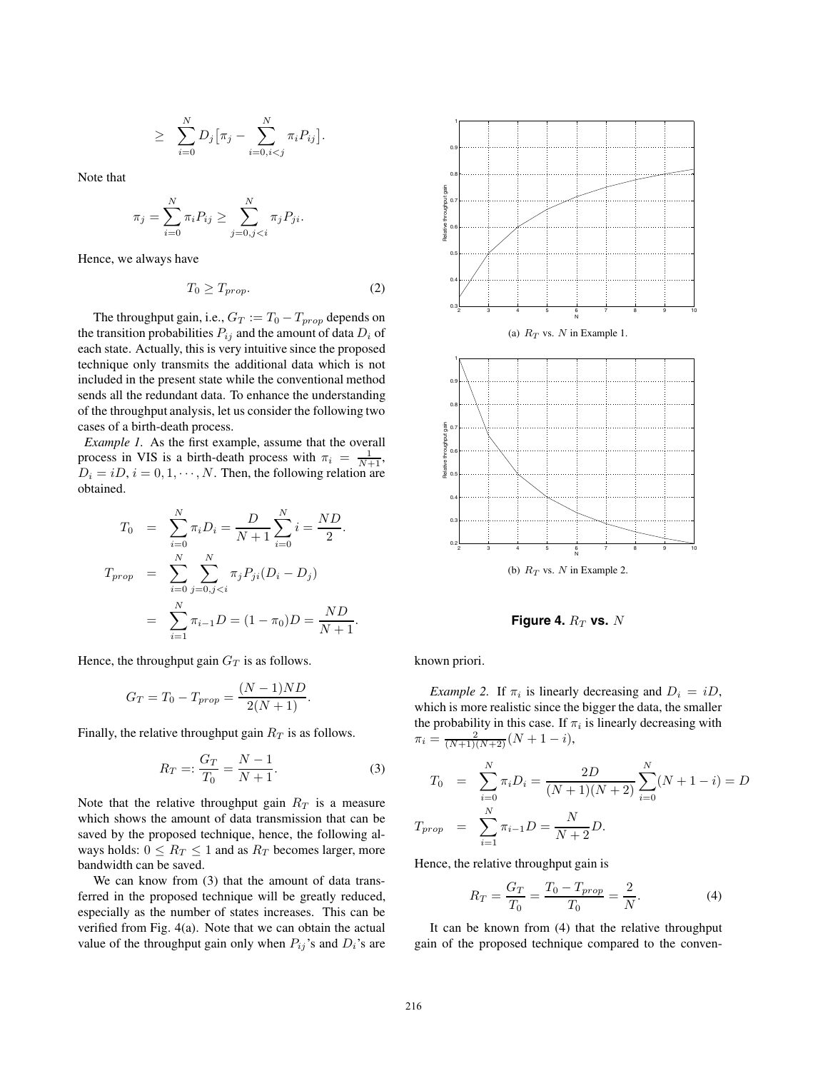$$\geq \sum_{i=0}^{N} D_j \big[\pi_j - \sum_{i=0, i<j}^{N} \pi_i P_{ij}\big].$$

Note that

$$\pi_j = \sum_{i=0}^{N} \pi_i P_{ij} \geq \sum_{j=0, j<i}^{N} \pi_j P_{ji}.$$

Hence, we always have

$$T_0 \geq T_{prop}. \tag{2}$$

The throughput gain, i.e., $G_T := T_0 - T_{prop}$ depends on the transition probabilities $P_{ij}$ and the amount of data $D_i$ of each state. Actually, this is very intuitive since the proposed technique only transmits the additional data which is not included in the present state while the conventional method sends all the redundant data. To enhance the understanding of the throughput analysis, let us consider the following two cases of a birth-death process.

*Example 1.* As the first example, assume that the overall process in VIS is a birth-death process with $\pi_i = \frac{1}{N+1}$, $D_i = iD, i = 0, 1, \cdots, N$. Then, the following relation are obtained.

$$\begin{aligned} T_0 &= \sum_{i=0}^{N} \pi_i D_i = \frac{D}{N+1} \sum_{i=0}^{N} i = \frac{ND}{2}. \\ T_{prop} &= \sum_{i=0}^{N} \sum_{j=0, j<i}^{N} \pi_j P_{ji} (D_i - D_j) \\ &= \sum_{i=1}^{N} \pi_{i-1} D = (1 - \pi_0) D = \frac{ND}{N+1}. \end{aligned}$$

Hence, the throughput gain $G_T$ is as follows.

$$G_T = T_0 - T_{prop} = \frac{(N-1)ND}{2(N+1)}.$$

Finally, the relative throughput gain $R_T$ is as follows.

$$R_T =: \frac{G_T}{T_0} = \frac{N-1}{N+1}. \tag{3}$$

Note that the relative throughput gain $R_T$ is a measure which shows the amount of data transmission that can be saved by the proposed technique, hence, the following always holds: $0 \leq R_T \leq 1$ and as $R_T$ becomes larger, more bandwidth can be saved.

We can know from (3) that the amount of data transferred in the proposed technique will be greatly reduced, especially as the number of states increases. This can be verified from Fig. 4(a). Note that we can obtain the actual value of the throughput gain only when $P_{ij}$'s and $D_i$'s are known priori.

(a) $R_T$ vs. $N$ in Example 1.

(b) $R_T$ vs. $N$ in Example 2.

**Figure 4.** $R_T$ **vs.** $N$

*Example 2.* If $\pi_i$ is linearly decreasing and $D_i = iD$, which is more realistic since the bigger the data, the smaller the probability in this case. If $\pi_i$ is linearly decreasing with $\pi_i = \frac{2}{(N+1)(N+2)}(N + 1 - i)$,

$$\begin{aligned} T_0 &= \sum_{i=0}^{N} \pi_i D_i = \frac{2D}{(N+1)(N+2)} \sum_{i=0}^{N} (N + 1 - i) = D \\ T_{prop} &= \sum_{i=1}^{N} \pi_{i-1} D = \frac{N}{N+2} D. \end{aligned}$$

Hence, the relative throughput gain is

$$R_T = \frac{G_T}{T_0} = \frac{T_0 - T_{prop}}{T_0} = \frac{2}{N}. \tag{4}$$

It can be known from (4) that the relative throughput gain of the proposed technique compared to the conven-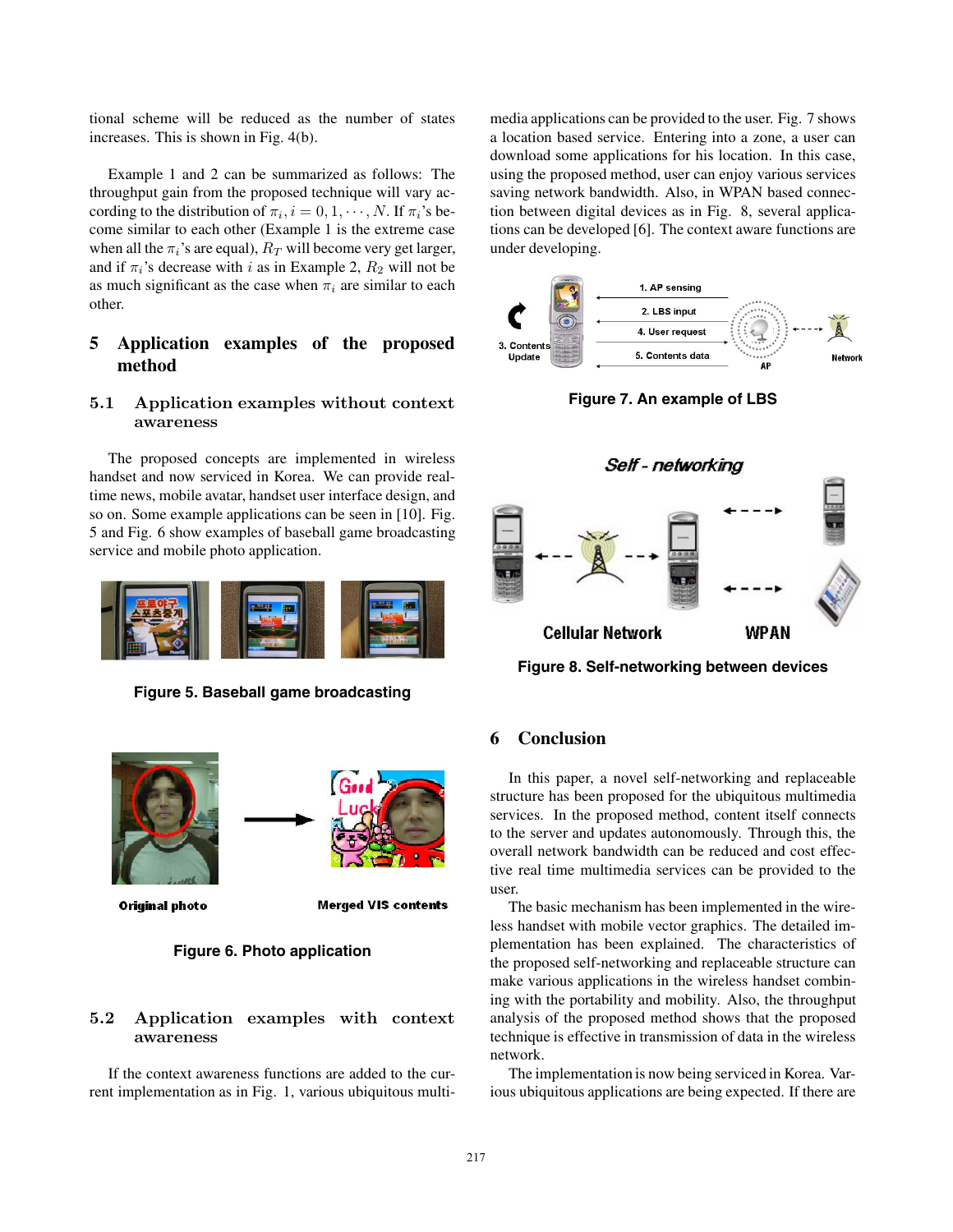tional scheme will be reduced as the number of states increases. This is shown in Fig. 4(b).

Example 1 and 2 can be summarized as follows: The throughput gain from the proposed technique will vary according to the distribution of $\pi_i, i = 0, 1, \cdots, N$. If $\pi_i$'s become similar to each other (Example 1 is the extreme case when all the $\pi_i$'s are equal), $R_T$ will become very get larger, and if $\pi_i$'s decrease with $i$ as in Example 2, $R_2$ will not be as much significant as the case when $\pi_i$ are similar to each other.

## 5 Application examples of the proposed method

### 5.1 Application examples without context awareness

The proposed concepts are implemented in wireless handset and now serviced in Korea. We can provide real-time news, mobile avatar, handset user interface design, and so on. Some example applications can be seen in [10]. Fig. 5 and Fig. 6 show examples of baseball game broadcasting service and mobile photo application.

**Figure 5. Baseball game broadcasting**

Original photo    Merged VIS contents

**Figure 6. Photo application**

### 5.2 Application examples with context awareness

If the context awareness functions are added to the current implementation as in Fig. 1, various ubiquitous multimedia applications can be provided to the user. Fig. 7 shows a location based service. Entering into a zone, a user can download some applications for his location. In this case, using the proposed method, user can enjoy various services saving network bandwidth. Also, in WPAN based connection between digital devices as in Fig. 8, several applications can be developed [6]. The context aware functions are under developing.

**Figure 7. An example of LBS**

**Figure 8. Self-networking between devices**

## 6 Conclusion

In this paper, a novel self-networking and replaceable structure has been proposed for the ubiquitous multimedia services. In the proposed method, content itself connects to the server and updates autonomously. Through this, the overall network bandwidth can be reduced and cost effective real time multimedia services can be provided to the user.

The basic mechanism has been implemented in the wireless handset with mobile vector graphics. The detailed implementation has been explained. The characteristics of the proposed self-networking and replaceable structure can make various applications in the wireless handset combining with the portability and mobility. Also, the throughput analysis of the proposed method shows that the proposed technique is effective in transmission of data in the wireless network.

The implementation is now being serviced in Korea. Various ubiquitous applications are being expected. If there are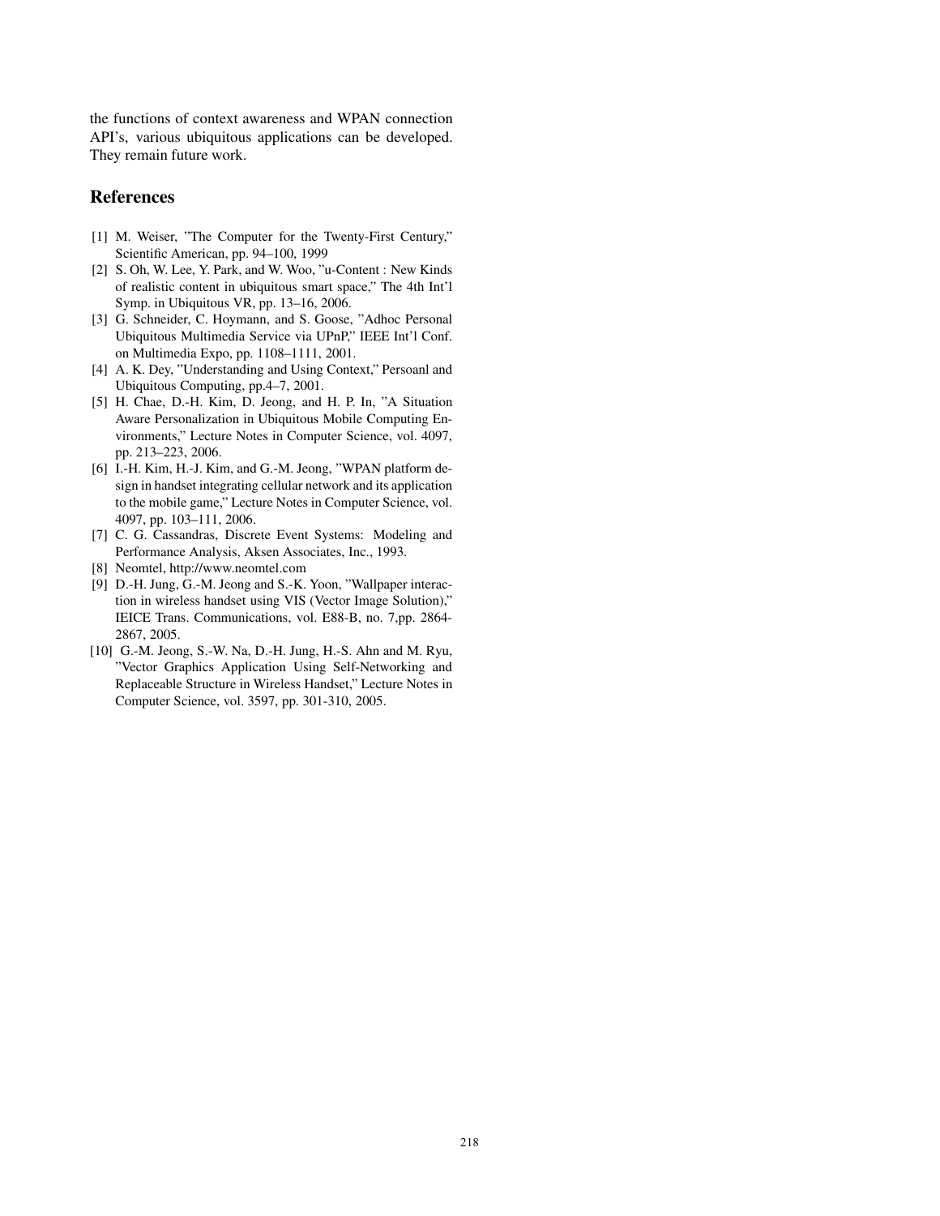the functions of context awareness and WPAN connection API's, various ubiquitous applications can be developed. They remain future work.

## References

[1] M. Weiser, "The Computer for the Twenty-First Century," Scientific American, pp. 94–100, 1999

[2] S. Oh, W. Lee, Y. Park, and W. Woo, "u-Content : New Kinds of realistic content in ubiquitous smart space," The 4th Int'l Symp. in Ubiquitous VR, pp. 13–16, 2006.

[3] G. Schneider, C. Hoymann, and S. Goose, "Adhoc Personal Ubiquitous Multimedia Service via UPnP," IEEE Int'l Conf. on Multimedia Expo, pp. 1108–1111, 2001.

[4] A. K. Dey, "Understanding and Using Context," Persoanl and Ubiquitous Computing, pp.4–7, 2001.

[5] H. Chae, D.-H. Kim, D. Jeong, and H. P. In, "A Situation Aware Personalization in Ubiquitous Mobile Computing Environments," Lecture Notes in Computer Science, vol. 4097, pp. 213–223, 2006.

[6] I.-H. Kim, H.-J. Kim, and G.-M. Jeong, "WPAN platform design in handset integrating cellular network and its application to the mobile game," Lecture Notes in Computer Science, vol. 4097, pp. 103–111, 2006.

[7] C. G. Cassandras, Discrete Event Systems: Modeling and Performance Analysis, Aksen Associates, Inc., 1993.

[8] Neomtel, http://www.neomtel.com

[9] D.-H. Jung, G.-M. Jeong and S.-K. Yoon, "Wallpaper interaction in wireless handset using VIS (Vector Image Solution)," IEICE Trans. Communications, vol. E88-B, no. 7,pp. 2864-2867, 2005.

[10] G.-M. Jeong, S.-W. Na, D.-H. Jung, H.-S. Ahn and M. Ryu, "Vector Graphics Application Using Self-Networking and Replaceable Structure in Wireless Handset," Lecture Notes in Computer Science, vol. 3597, pp. 301-310, 2005.